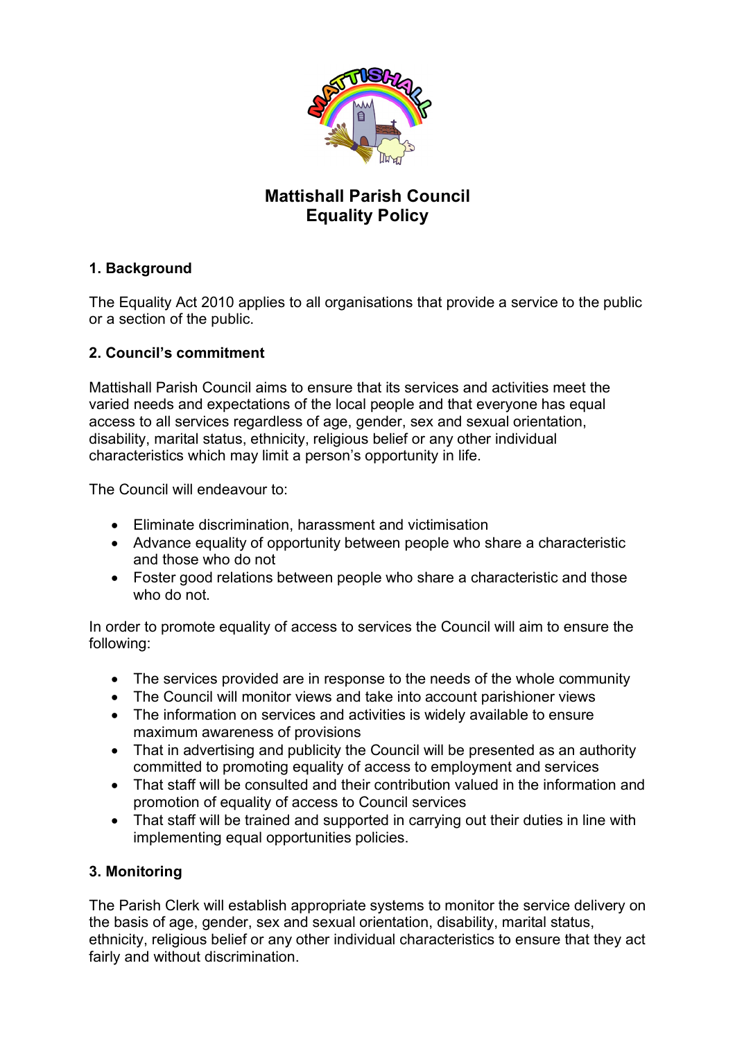# Mattishall Parish Council
# Equality Policy

## 1. Background

The Equality Act 2010 applies to all organisations that provide a service to the public or a section of the public.

## 2. Council's commitment

Mattishall Parish Council aims to ensure that its services and activities meet the varied needs and expectations of the local people and that everyone has equal access to all services regardless of age, gender, sex and sexual orientation, disability, marital status, ethnicity, religious belief or any other individual characteristics which may limit a person's opportunity in life.

The Council will endeavour to:

- Eliminate discrimination, harassment and victimisation
- Advance equality of opportunity between people who share a characteristic and those who do not
- Foster good relations between people who share a characteristic and those who do not.

In order to promote equality of access to services the Council will aim to ensure the following:

- The services provided are in response to the needs of the whole community
- The Council will monitor views and take into account parishioner views
- The information on services and activities is widely available to ensure maximum awareness of provisions
- That in advertising and publicity the Council will be presented as an authority committed to promoting equality of access to employment and services
- That staff will be consulted and their contribution valued in the information and promotion of equality of access to Council services
- That staff will be trained and supported in carrying out their duties in line with implementing equal opportunities policies.

## 3. Monitoring

The Parish Clerk will establish appropriate systems to monitor the service delivery on the basis of age, gender, sex and sexual orientation, disability, marital status, ethnicity, religious belief or any other individual characteristics to ensure that they act fairly and without discrimination.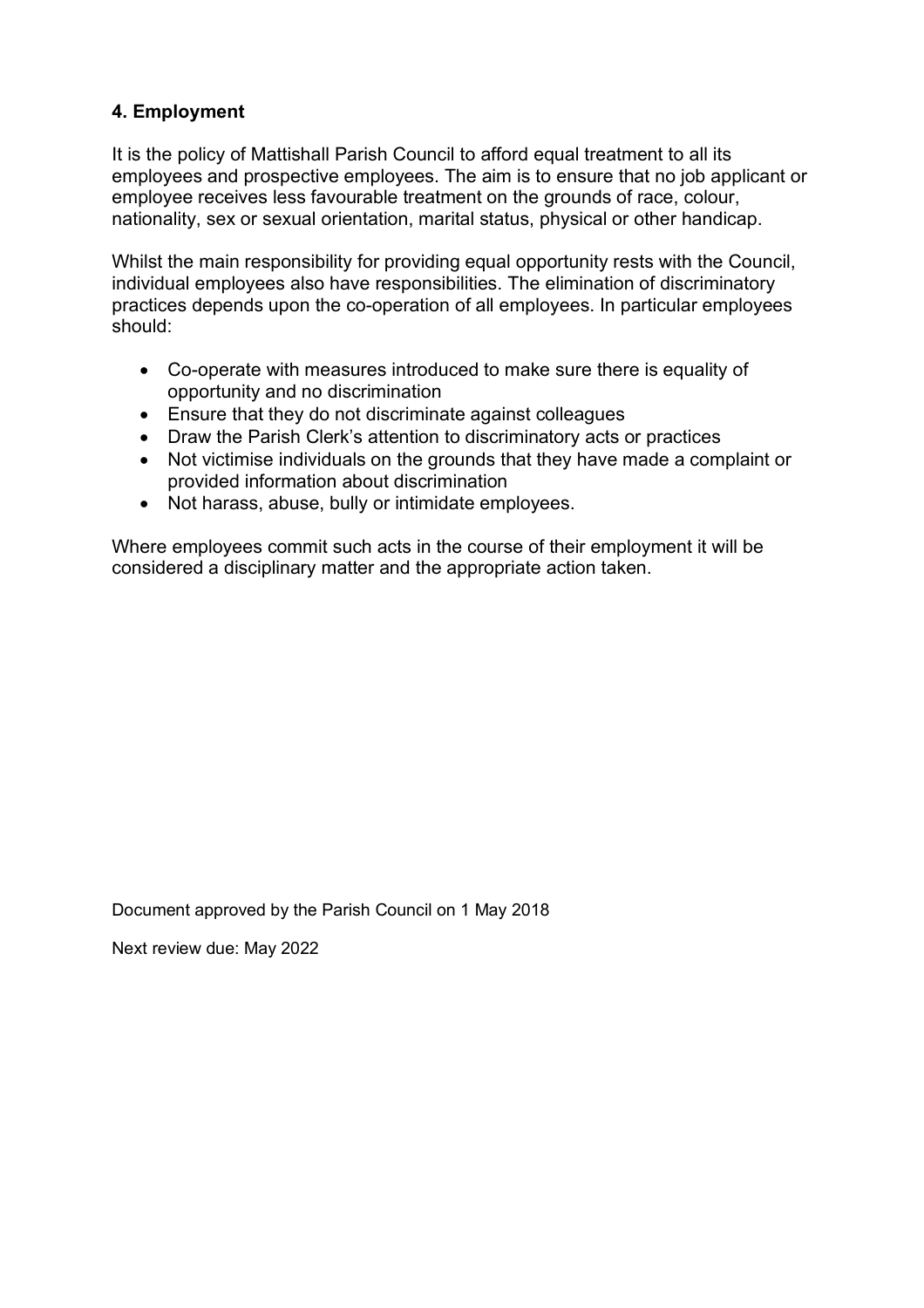## 4. Employment

It is the policy of Mattishall Parish Council to afford equal treatment to all its employees and prospective employees. The aim is to ensure that no job applicant or employee receives less favourable treatment on the grounds of race, colour, nationality, sex or sexual orientation, marital status, physical or other handicap.

Whilst the main responsibility for providing equal opportunity rests with the Council, individual employees also have responsibilities. The elimination of discriminatory practices depends upon the co-operation of all employees. In particular employees should:

- Co-operate with measures introduced to make sure there is equality of opportunity and no discrimination
- Ensure that they do not discriminate against colleagues
- Draw the Parish Clerk's attention to discriminatory acts or practices
- Not victimise individuals on the grounds that they have made a complaint or provided information about discrimination
- Not harass, abuse, bully or intimidate employees.

Where employees commit such acts in the course of their employment it will be considered a disciplinary matter and the appropriate action taken.

Document approved by the Parish Council on 1 May 2018

Next review due: May 2022